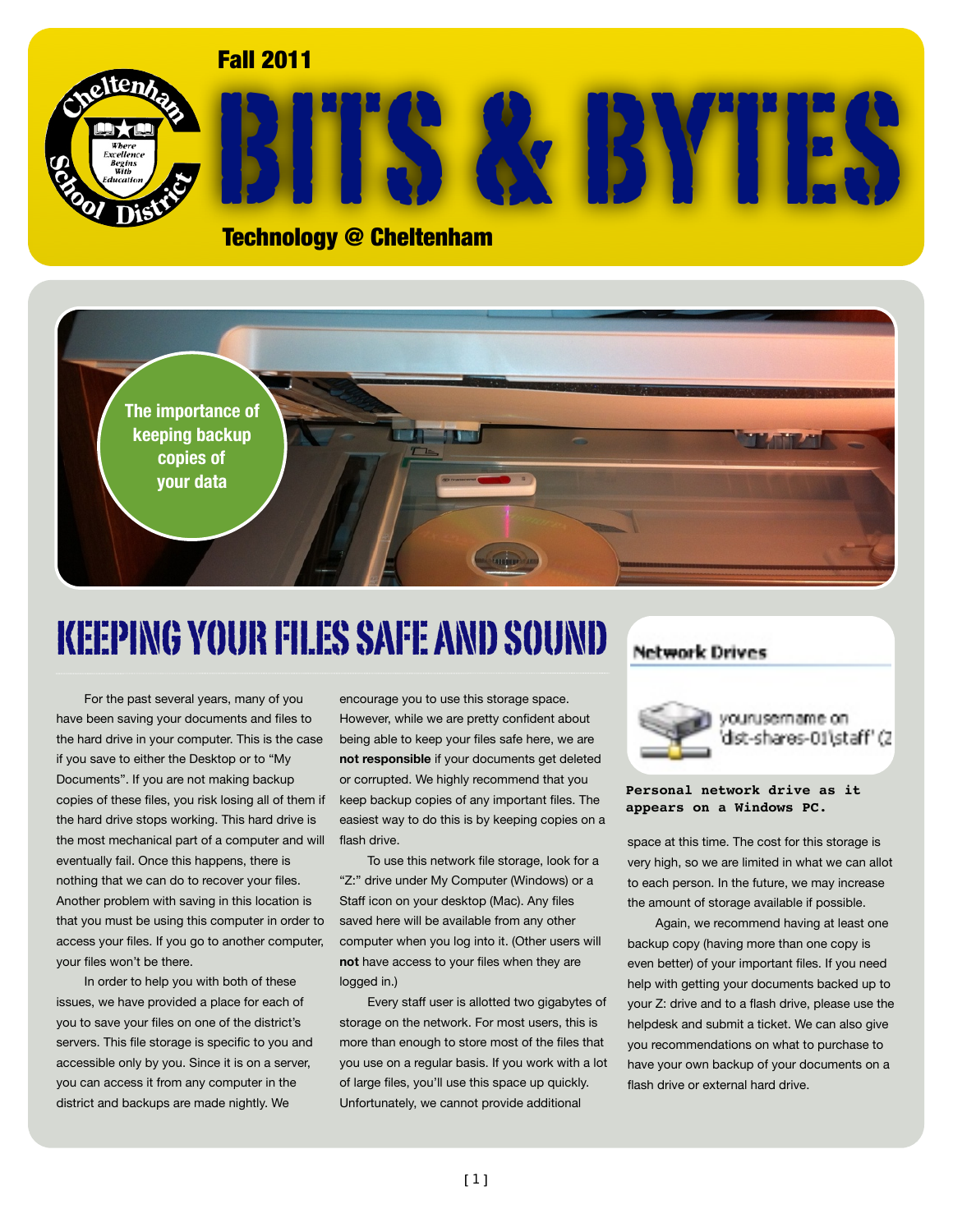Fall 2011

# BITS & BYTES

Technology @ Cheltenham

The importance of keeping backup copies of your data

## KEEPING YOUR FILES SAFE AND SOUND

For the past several years, many of you have been saving your documents and files to the hard drive in your computer. This is the case if you save to either the Desktop or to "My Documents". If you are not making backup copies of these files, you risk losing all of them if the hard drive stops working. This hard drive is the most mechanical part of a computer and will eventually fail. Once this happens, there is nothing that we can do to recover your files. Another problem with saving in this location is that you must be using this computer in order to access your files. If you go to another computer, your files won't be there.

In order to help you with both of these issues, we have provided a place for each of you to save your files on one of the district's servers. This file storage is specific to you and accessible only by you. Since it is on a server, you can access it from any computer in the district and backups are made nightly. We encourage you to use this storage space. However, while we are pretty confident about being able to keep your files safe here, we are **not responsible** if your documents get deleted or corrupted. We highly recommend that you keep backup copies of any important files. The easiest way to do this is by keeping copies on a flash drive.

To use this network file storage, look for a "Z:" drive under My Computer (Windows) or a Staff icon on your desktop (Mac). Any files saved here will be available from any other computer when you log into it. (Other users will **not** have access to your files when they are logged in.)

Every staff user is allotted two gigabytes of storage on the network. For most users, this is more than enough to store most of the files that you use on a regular basis. If you work with a lot of large files, you'll use this space up quickly. Unfortunately, we cannot provide additional space at this time. The cost for this storage is very high, so we are limited in what we can allot to each person. In the future, we may increase the amount of storage available if possible.

Again, we recommend having at least one backup copy (having more than one copy is even better) of your important files. If you need help with getting your documents backed up to your Z: drive and to a flash drive, please use the helpdesk and submit a ticket. We can also give you recommendations on what to purchase to have your own backup of your documents on a flash drive or external hard drive.

Network Drives

yourusername on 'dist-shares-01\staff' (Z

**Personal network drive as it appears on a Windows PC.**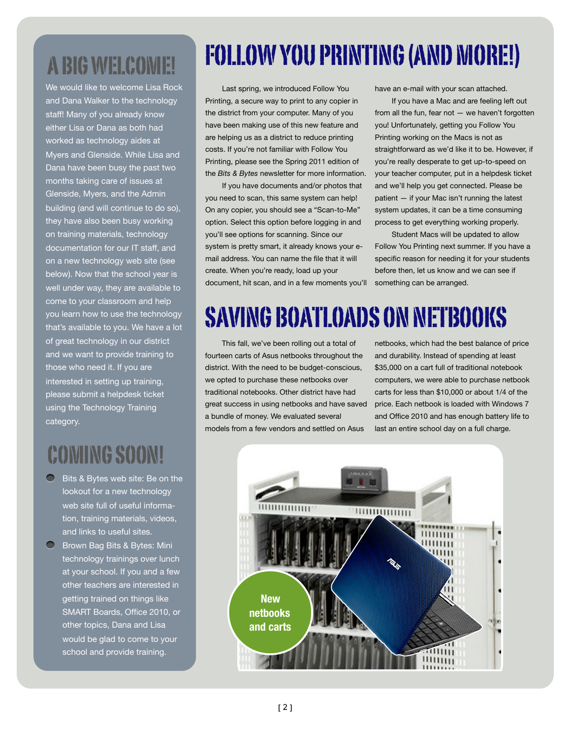## A BIG WELCOME!

We would like to welcome Lisa Rock and Dana Walker to the technology staff! Many of you already know either Lisa or Dana as both had worked as technology aides at Myers and Glenside. While Lisa and Dana have been busy the past two months taking care of issues at Glenside, Myers, and the Admin building (and will continue to do so), they have also been busy working on training materials, technology documentation for our IT staff, and on a new technology web site (see below). Now that the school year is well under way, they are available to come to your classroom and help you learn how to use the technology that's available to you. We have a lot of great technology in our district and we want to provide training to those who need it. If you are interested in setting up training, please submit a helpdesk ticket using the Technology Training category.

## COMING SOON!

- Bits & Bytes web site: Be on the lookout for a new technology web site full of useful information, training materials, videos, and links to useful sites.
- Brown Bag Bits & Bytes: Mini technology trainings over lunch at your school. If you and a few other teachers are interested in getting trained on things like SMART Boards, Office 2010, or other topics, Dana and Lisa would be glad to come to your school and provide training.

# FOLLOW YOU PRINTING (AND MORE!)

Last spring, we introduced Follow You Printing, a secure way to print to any copier in the district from your computer. Many of you have been making use of this new feature and are helping us as a district to reduce printing costs. If you're not familiar with Follow You Printing, please see the Spring 2011 edition of the *Bits & Bytes* newsletter for more information.

If you have documents and/or photos that you need to scan, this same system can help! On any copier, you should see a "Scan-to-Me" option. Select this option before logging in and you'll see options for scanning. Since our system is pretty smart, it already knows your e-mail address. You can name the file that it will create. When you're ready, load up your document, hit scan, and in a few moments you'll have an e-mail with your scan attached.

If you have a Mac and are feeling left out from all the fun, fear not — we haven't forgotten you! Unfortunately, getting you Follow You Printing working on the Macs is not as straightforward as we'd like it to be. However, if you're really desperate to get up-to-speed on your teacher computer, put in a helpdesk ticket and we'll help you get connected. Please be patient — if your Mac isn't running the latest system updates, it can be a time consuming process to get everything working properly.

Student Macs will be updated to allow Follow You Printing next summer. If you have a specific reason for needing it for your students before then, let us know and we can see if something can be arranged.

# SAVING BOATLOADS ON NETBOOKS

This fall, we've been rolling out a total of fourteen carts of Asus netbooks throughout the district. With the need to be budget-conscious, we opted to purchase these netbooks over traditional notebooks. Other district have had great success in using netbooks and have saved a bundle of money. We evaluated several models from a few vendors and settled on Asus netbooks, which had the best balance of price and durability. Instead of spending at least $35,000 on a cart full of traditional notebook computers, we were able to purchase netbook carts for less than $10,000 or about 1/4 of the price. Each netbook is loaded with Windows 7 and Office 2010 and has enough battery life to last an entire school day on a full charge.

New netbooks and carts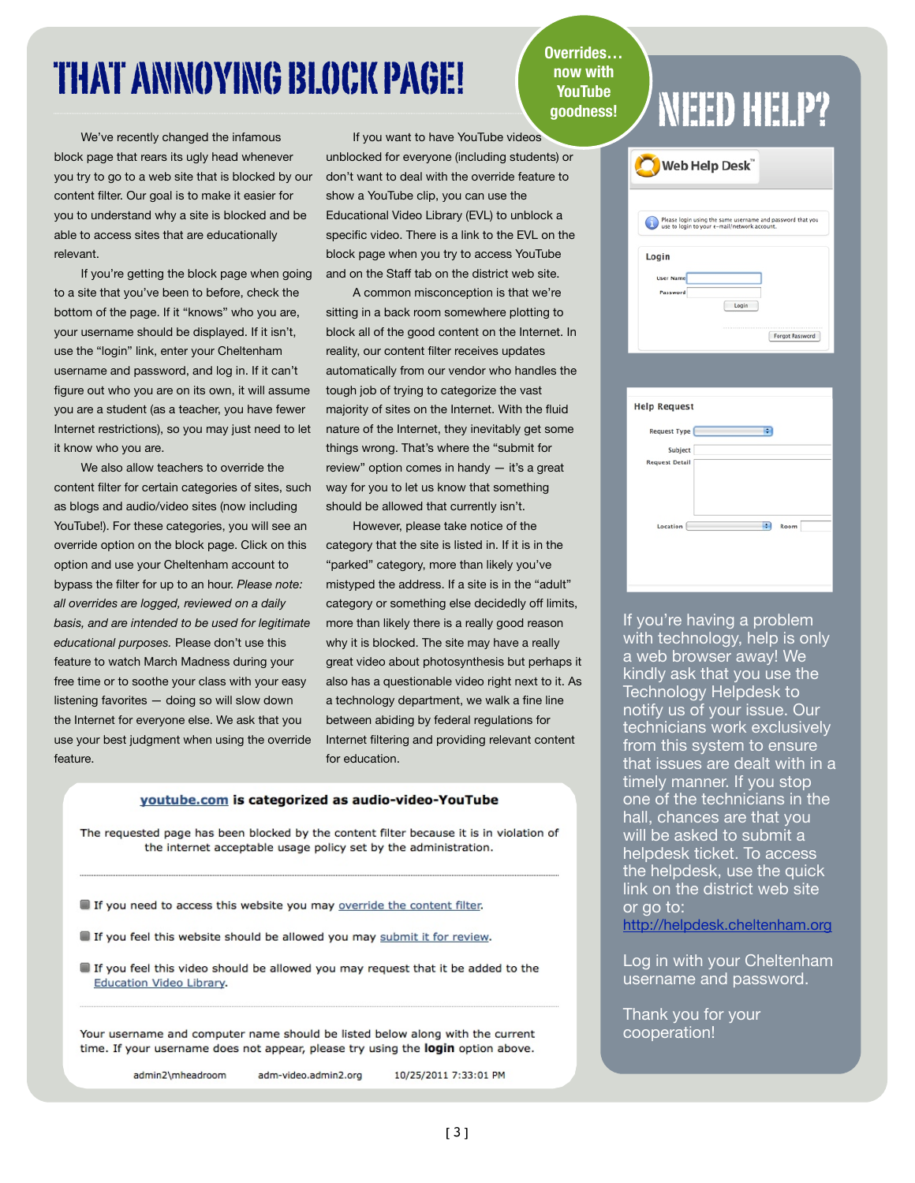# THAT ANNOYING BLOCK PAGE!

**Overrides… now with YouTube goodness!**

We've recently changed the infamous block page that rears its ugly head whenever you try to go to a web site that is blocked by our content filter. Our goal is to make it easier for you to understand why a site is blocked and be able to access sites that are educationally relevant.

If you're getting the block page when going to a site that you've been to before, check the bottom of the page. If it "knows" who you are, your username should be displayed. If it isn't, use the "login" link, enter your Cheltenham username and password, and log in. If it can't figure out who you are on its own, it will assume you are a student (as a teacher, you have fewer Internet restrictions), so you may just need to let it know who you are.

We also allow teachers to override the content filter for certain categories of sites, such as blogs and audio/video sites (now including YouTube!). For these categories, you will see an override option on the block page. Click on this option and use your Cheltenham account to bypass the filter for up to an hour. *Please note: all overrides are logged, reviewed on a daily basis, and are intended to be used for legitimate educational purposes.* Please don't use this feature to watch March Madness during your free time or to soothe your class with your easy listening favorites — doing so will slow down the Internet for everyone else. We ask that you use your best judgment when using the override feature.

If you want to have YouTube videos unblocked for everyone (including students) or don't want to deal with the override feature to show a YouTube clip, you can use the Educational Video Library (EVL) to unblock a specific video. There is a link to the EVL on the block page when you try to access YouTube and on the Staff tab on the district web site.

A common misconception is that we're sitting in a back room somewhere plotting to block all of the good content on the Internet. In reality, our content filter receives updates automatically from our vendor who handles the tough job of trying to categorize the vast majority of sites on the Internet. With the fluid nature of the Internet, they inevitably get some things wrong. That's where the "submit for review" option comes in handy — it's a great way for you to let us know that something should be allowed that currently isn't.

However, please take notice of the category that the site is listed in. If it is in the "parked" category, more than likely you've mistyped the address. If a site is in the "adult" category or something else decidedly off limits, more than likely there is a really good reason why it is blocked. The site may have a really great video about photosynthesis but perhaps it also has a questionable video right next to it. As a technology department, we walk a fine line between abiding by federal regulations for Internet filtering and providing relevant content for education.

**youtube.com is categorized as audio-video-YouTube**

The requested page has been blocked by the content filter because it is in violation of the internet acceptable usage policy set by the administration.

- If you need to access this website you may override the content filter.
- If you feel this website should be allowed you may submit it for review.
- If you feel this video should be allowed you may request that it be added to the Education Video Library.

Your username and computer name should be listed below along with the current time. If your username does not appear, please try using the **login** option above.

admin2\mheadroom    adm-video.admin2.org    10/25/2011 7:33:01 PM

# NEED HELP?

**Web Help Desk™**

Please login using the same username and password that you use to login to your e-mail/network account.

**Login**

User Name

Password

Login

Forgot Password

**Help Request**

Request Type

Subject

Request Detail

Location    Room

If you're having a problem with technology, help is only a web browser away! We kindly ask that you use the Technology Helpdesk to notify us of your issue. Our technicians work exclusively from this system to ensure that issues are dealt with in a timely manner. If you stop one of the technicians in the hall, chances are that you will be asked to submit a helpdesk ticket. To access the helpdesk, use the quick link on the district web site or go to: http://helpdesk.cheltenham.org

Log in with your Cheltenham username and password.

Thank you for your cooperation!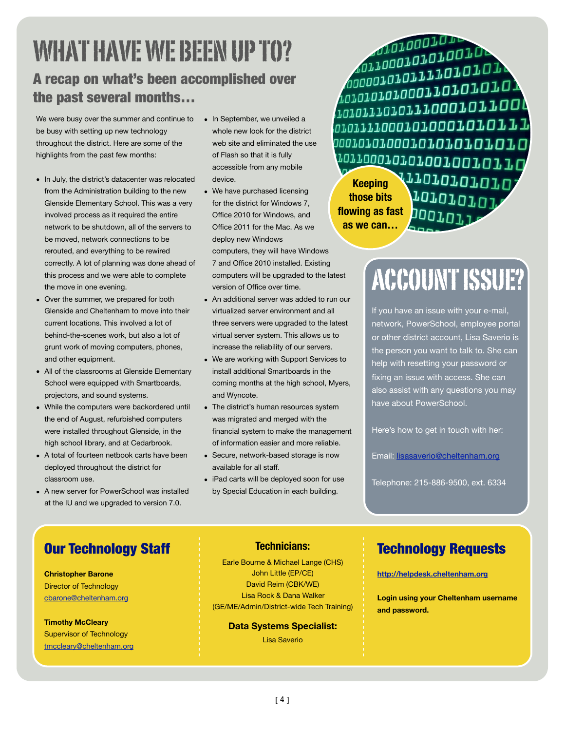# WHAT HAVE WE BEEN UP TO?

## A recap on what's been accomplished over the past several months…

We were busy over the summer and continue to be busy with setting up new technology throughout the district. Here are some of the highlights from the past few months:

- In July, the district's datacenter was relocated from the Administration building to the new Glenside Elementary School. This was a very involved process as it required the entire network to be shutdown, all of the servers to be moved, network connections to be rerouted, and everything to be rewired correctly. A lot of planning was done ahead of this process and we were able to complete the move in one evening.
- Over the summer, we prepared for both Glenside and Cheltenham to move into their current locations. This involved a lot of behind-the-scenes work, but also a lot of grunt work of moving computers, phones, and other equipment.
- All of the classrooms at Glenside Elementary School were equipped with Smartboards, projectors, and sound systems.
- While the computers were backordered until the end of August, refurbished computers were installed throughout Glenside, in the high school library, and at Cedarbrook.
- A total of fourteen netbook carts have been deployed throughout the district for classroom use.
- A new server for PowerSchool was installed at the IU and we upgraded to version 7.0.
- In September, we unveiled a whole new look for the district web site and eliminated the use of Flash so that it is fully accessible from any mobile device.
- We have purchased licensing for the district for Windows 7, Office 2010 for Windows, and Office 2011 for the Mac. As we deploy new Windows computers, they will have Windows 7 and Office 2010 installed. Existing computers will be upgraded to the latest version of Office over time.
- An additional server was added to run our virtualized server environment and all three servers were upgraded to the latest virtual server system. This allows us to increase the reliability of our servers.
- We are working with Support Services to install additional Smartboards in the coming months at the high school, Myers, and Wyncote.
- The district's human resources system was migrated and merged with the financial system to make the management of information easier and more reliable.
- Secure, network-based storage is now available for all staff.
- iPad carts will be deployed soon for use by Special Education in each building.

**Keeping those bits flowing as fast as we can…**

# ACCOUNT ISSUE?

If you have an issue with your e-mail, network, PowerSchool, employee portal or other district account, Lisa Saverio is the person you want to talk to. She can help with resetting your password or fixing an issue with access. She can also assist with any questions you may have about PowerSchool.

Here's how to get in touch with her:

Email: lisasaverio@cheltenham.org

Telephone: 215-886-9500, ext. 6334

## Our Technology Staff

**Christopher Barone**
Director of Technology
cbarone@cheltenham.org

**Timothy McCleary**
Supervisor of Technology
tmccleary@cheltenham.org

### Technicians:

Earle Bourne & Michael Lange (CHS)
John Little (EP/CE)
David Reim (CBK/WE)
Lisa Rock & Dana Walker
(GE/ME/Admin/District-wide Tech Training)

### Data Systems Specialist:

Lisa Saverio

## Technology Requests

**http://helpdesk.cheltenham.org**

**Login using your Cheltenham username and password.**